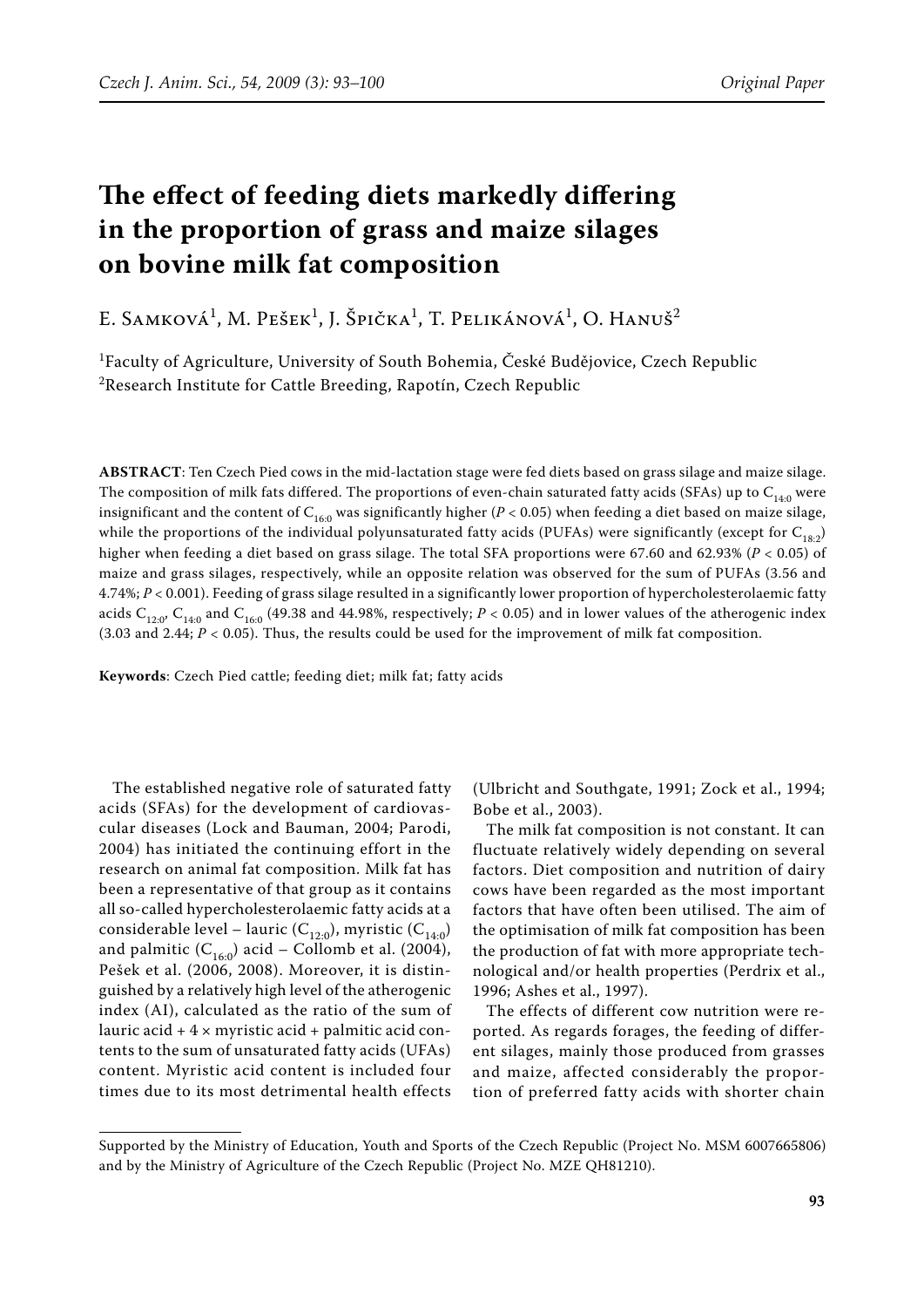# The effect of feeding diets markedly differing in the proportion of grass and maize silages on bovine milk fat composition

E. Samková[1], M. Pešek[1], J. Špička[1], T. Pelikánová[1], O. Hanuš[2]

[1]Faculty of Agriculture, University of South Bohemia, České Budějovice, Czech Republic
[2]Research Institute for Cattle Breeding, Rapotín, Czech Republic

**ABSTRACT**: Ten Czech Pied cows in the mid-lactation stage were fed diets based on grass silage and maize silage. The composition of milk fats differed. The proportions of even-chain saturated fatty acids (SFAs) up to $C_{14:0}$ were insignificant and the content of $C_{16:0}$ was significantly higher ($P < 0.05$) when feeding a diet based on maize silage, while the proportions of the individual polyunsaturated fatty acids (PUFAs) were significantly (except for $C_{18:2}$) higher when feeding a diet based on grass silage. The total SFA proportions were 67.60 and 62.93% ($P < 0.05$) of maize and grass silages, respectively, while an opposite relation was observed for the sum of PUFAs (3.56 and 4.74%; $P < 0.001$). Feeding of grass silage resulted in a significantly lower proportion of hypercholesterolaemic fatty acids $C_{12:0}$, $C_{14:0}$ and $C_{16:0}$ (49.38 and 44.98%, respectively; $P < 0.05$) and in lower values of the atherogenic index (3.03 and 2.44; $P < 0.05$). Thus, the results could be used for the improvement of milk fat composition.

**Keywords**: Czech Pied cattle; feeding diet; milk fat; fatty acids

The established negative role of saturated fatty acids (SFAs) for the development of cardiovascular diseases (Lock and Bauman, 2004; Parodi, 2004) has initiated the continuing effort in the research on animal fat composition. Milk fat has been a representative of that group as it contains all so-called hypercholesterolaemic fatty acids at a considerable level – lauric ($C_{12:0}$), myristic ($C_{14:0}$) and palmitic ($C_{16:0}$) acid – Collomb et al. (2004), Pešek et al. (2006, 2008). Moreover, it is distinguished by a relatively high level of the atherogenic index (AI), calculated as the ratio of the sum of lauric acid + 4 × myristic acid + palmitic acid contents to the sum of unsaturated fatty acids (UFAs) content. Myristic acid content is included four times due to its most detrimental health effects (Ulbricht and Southgate, 1991; Zock et al., 1994; Bobe et al., 2003).

The milk fat composition is not constant. It can fluctuate relatively widely depending on several factors. Diet composition and nutrition of dairy cows have been regarded as the most important factors that have often been utilised. The aim of the optimisation of milk fat composition has been the production of fat with more appropriate technological and/or health properties (Perdrix et al., 1996; Ashes et al., 1997).

The effects of different cow nutrition were reported. As regards forages, the feeding of different silages, mainly those produced from grasses and maize, affected considerably the proportion of preferred fatty acids with shorter chain

Supported by the Ministry of Education, Youth and Sports of the Czech Republic (Project No. MSM 6007665806) and by the Ministry of Agriculture of the Czech Republic (Project No. MZE QH81210).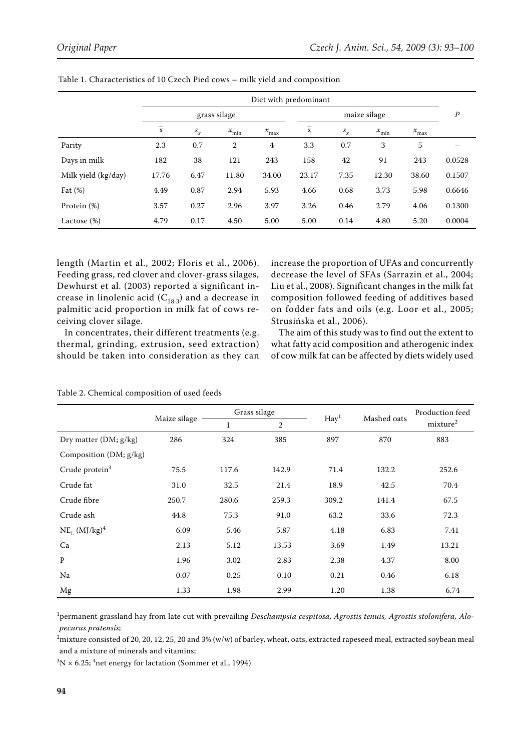Table 1. Characteristics of 10 Czech Pied cows – milk yield and composition

| | Diet with predominant | | | | | | | | $P$ |
|---|---|---|---|---|---|---|---|---|---|
| | grass silage | | | | maize silage | | | | |
| | $\bar{x}$ | $s_x$ | $x_{min}$ | $x_{max}$ | $\bar{x}$ | $s_x$ | $x_{min}$ | $x_{max}$ | |
| Parity | 2.3 | 0.7 | 2 | 4 | 3.3 | 0.7 | 3 | 5 | – |
| Days in milk | 182 | 38 | 121 | 243 | 158 | 42 | 91 | 243 | 0.0528 |
| Milk yield (kg/day) | 17.76 | 6.47 | 11.80 | 34.00 | 23.17 | 7.35 | 12.30 | 38.60 | 0.1507 |
| Fat (%) | 4.49 | 0.87 | 2.94 | 5.93 | 4.66 | 0.68 | 3.73 | 5.98 | 0.6646 |
| Protein (%) | 3.57 | 0.27 | 2.96 | 3.97 | 3.26 | 0.46 | 2.79 | 4.06 | 0.1300 |
| Lactose (%) | 4.79 | 0.17 | 4.50 | 5.00 | 5.00 | 0.14 | 4.80 | 5.20 | 0.0004 |

length (Martin et al., 2002; Floris et al., 2006). Feeding grass, red clover and clover-grass silages, Dewhurst et al. (2003) reported a significant increase in linolenic acid ($C_{18:3}$) and a decrease in palmitic acid proportion in milk fat of cows receiving clover silage.

In concentrates, their different treatments (e.g. thermal, grinding, extrusion, seed extraction) should be taken into consideration as they can increase the proportion of UFAs and concurrently decrease the level of SFAs (Sarrazin et al., 2004; Liu et al., 2008). Significant changes in the milk fat composition followed feeding of additives based on fodder fats and oils (e.g. Loor et al., 2005; Strusińska et al., 2006).

The aim of this study was to find out the extent to what fatty acid composition and atherogenic index of cow milk fat can be affected by diets widely used

Table 2. Chemical composition of used feeds

| | Maize silage | Grass silage | | Hay[1] | Mashed oats | Production feed mixture[2] |
|---|---|---|---|---|---|---|
| | | 1 | 2 | | | |
| Dry matter (DM; g/kg) | 286 | 324 | 385 | 897 | 870 | 883 |
| Composition (DM; g/kg) | | | | | | |
| Crude protein[3] | 75.5 | 117.6 | 142.9 | 71.4 | 132.2 | 252.6 |
| Crude fat | 31.0 | 32.5 | 21.4 | 18.9 | 42.5 | 70.4 |
| Crude fibre | 250.7 | 280.6 | 259.3 | 309.2 | 141.4 | 67.5 |
| Crude ash | 44.8 | 75.3 | 91.0 | 63.2 | 33.6 | 72.3 |
| $NE_L$ (MJ/kg)[4] | 6.09 | 5.46 | 5.87 | 4.18 | 6.83 | 7.41 |
| Ca | 2.13 | 5.12 | 13.53 | 3.69 | 1.49 | 13.21 |
| P | 1.96 | 3.02 | 2.83 | 2.38 | 4.37 | 8.00 |
| Na | 0.07 | 0.25 | 0.10 | 0.21 | 0.46 | 6.18 |
| Mg | 1.33 | 1.98 | 2.99 | 1.20 | 1.38 | 6.74 |

[1]permanent grassland hay from late cut with prevailing *Deschampsia cespitosa, Agrostis tenuis, Agrostis stolonifera, Alopecurus pratensis*;

[2]mixture consisted of 20, 20, 12, 25, 20 and 3% (w/w) of barley, wheat, oats, extracted rapeseed meal, extracted soybean meal and a mixture of minerals and vitamins;

[3]N × 6.25; [4]net energy for lactation (Sommer et al., 1994)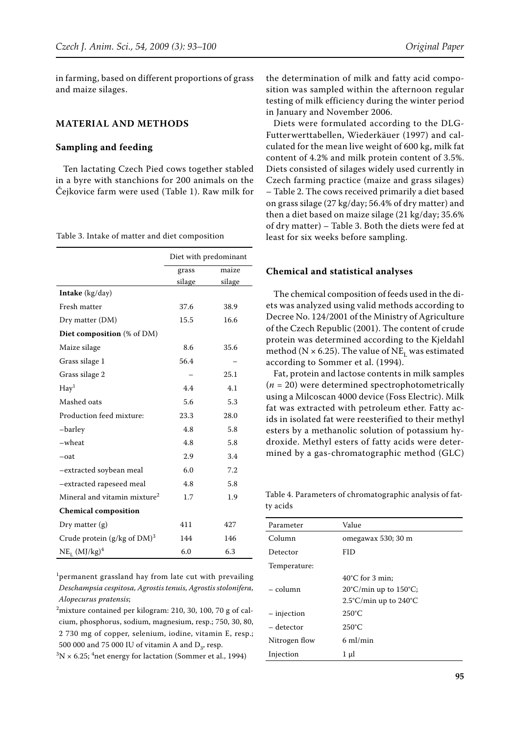in farming, based on different proportions of grass and maize silages.

## MATERIAL AND METHODS

### Sampling and feeding

Ten lactating Czech Pied cows together stabled in a byre with stanchions for 200 animals on the Čejkovice farm were used (Table 1). Raw milk for the determination of milk and fatty acid composition was sampled within the afternoon regular testing of milk efficiency during the winter period in January and November 2006.

Diets were formulated according to the DLG-Futterwerttabellen, Wiederkäuer (1997) and calculated for the mean live weight of 600 kg, milk fat content of 4.2% and milk protein content of 3.5%. Diets consisted of silages widely used currently in Czech farming practice (maize and grass silages) – Table 2. The cows received primarily a diet based on grass silage (27 kg/day; 56.4% of dry matter) and then a diet based on maize silage (21 kg/day; 35.6% of dry matter) – Table 3. Both the diets were fed at least for six weeks before sampling.

Table 3. Intake of matter and diet composition

| | Diet with predominant | |
|---|---|---|
| | grass silage | maize silage |
| **Intake** (kg/day) | | |
| Fresh matter | 37.6 | 38.9 |
| Dry matter (DM) | 15.5 | 16.6 |
| **Diet composition** (% of DM) | | |
| Maize silage | 8.6 | 35.6 |
| Grass silage 1 | 56.4 | – |
| Grass silage 2 | – | 25.1 |
| Hay[1] | 4.4 | 4.1 |
| Mashed oats | 5.6 | 5.3 |
| Production feed mixture: | 23.3 | 28.0 |
| –barley | 4.8 | 5.8 |
| –wheat | 4.8 | 5.8 |
| –oat | 2.9 | 3.4 |
| –extracted soybean meal | 6.0 | 7.2 |
| –extracted rapeseed meal | 4.8 | 5.8 |
| Mineral and vitamin mixture[2] | 1.7 | 1.9 |
| **Chemical composition** | | |
| Dry matter (g) | 411 | 427 |
| Crude protein (g/kg of DM)[3] | 144 | 146 |
| $NE_L$ (MJ/kg)[4] | 6.0 | 6.3 |

[1]permanent grassland hay from late cut with prevailing *Deschampsia cespitosa, Agrostis tenuis, Agrostis stolonifera, Alopecurus pratensis*;

[2]mixture contained per kilogram: 210, 30, 100, 70 g of calcium, phosphorus, sodium, magnesium, resp.; 750, 30, 80, 2 730 mg of copper, selenium, iodine, vitamin E, resp.; 500 000 and 75 000 IU of vitamin A and $D_3$, resp.

[3]N × 6.25; [4]net energy for lactation (Sommer et al., 1994)

### Chemical and statistical analyses

The chemical composition of feeds used in the diets was analyzed using valid methods according to Decree No. 124/2001 of the Ministry of Agriculture of the Czech Republic (2001). The content of crude protein was determined according to the Kjeldahl method (N × 6.25). The value of $NE_L$ was estimated according to Sommer et al. (1994).

Fat, protein and lactose contents in milk samples ($n$ = 20) were determined spectrophotometrically using a Milcoscan 4000 device (Foss Electric). Milk fat was extracted with petroleum ether. Fatty acids in isolated fat were reesterified to their methyl esters by a methanolic solution of potassium hydroxide. Methyl esters of fatty acids were determined by a gas-chromatographic method (GLC)

Table 4. Parameters of chromatographic analysis of fatty acids

| Parameter | Value |
|---|---|
| Column | omegawax 530; 30 m |
| Detector | FID |
| Temperature: | |
| – column | 40°C for 3 min; 20°C/min up to 150°C; 2.5°C/min up to 240°C |
| – injection | 250°C |
| – detector | 250°C |
| Nitrogen flow | 6 ml/min |
| Injection | 1 μl |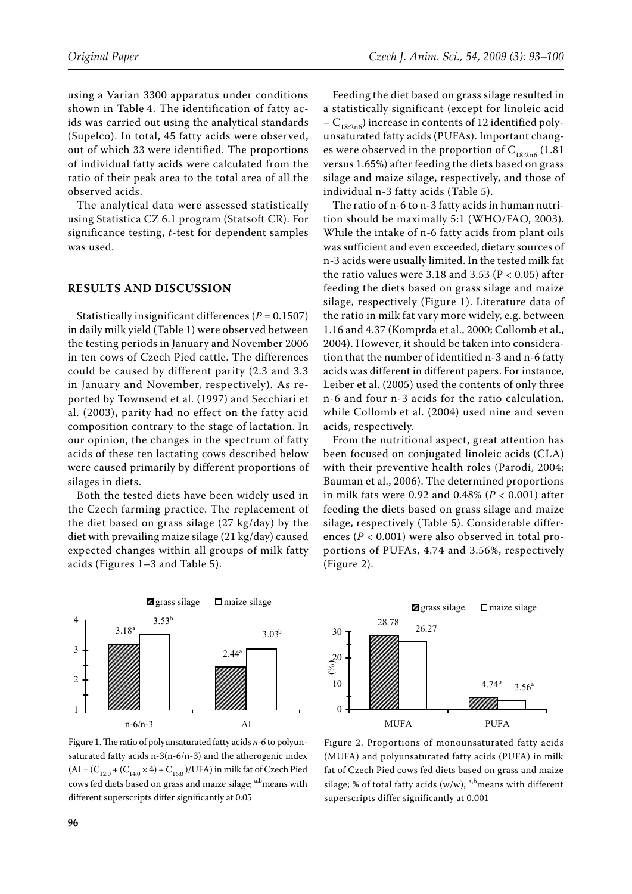using a Varian 3300 apparatus under conditions shown in Table 4. The identification of fatty acids was carried out using the analytical standards (Supelco). In total, 45 fatty acids were observed, out of which 33 were identified. The proportions of individual fatty acids were calculated from the ratio of their peak area to the total area of all the observed acids.

The analytical data were assessed statistically using Statistica CZ 6.1 program (Statsoft CR). For significance testing, *t*-test for dependent samples was used.

## RESULTS AND DISCUSSION

Statistically insignificant differences ($P = 0.1507$) in daily milk yield (Table 1) were observed between the testing periods in January and November 2006 in ten cows of Czech Pied cattle. The differences could be caused by different parity (2.3 and 3.3 in January and November, respectively). As reported by Townsend et al. (1997) and Secchiari et al. (2003), parity had no effect on the fatty acid composition contrary to the stage of lactation. In our opinion, the changes in the spectrum of fatty acids of these ten lactating cows described below were caused primarily by different proportions of silages in diets.

Both the tested diets have been widely used in the Czech farming practice. The replacement of the diet based on grass silage (27 kg/day) by the diet with prevailing maize silage (21 kg/day) caused expected changes within all groups of milk fatty acids (Figures 1–3 and Table 5).

Feeding the diet based on grass silage resulted in a statistically significant (except for linoleic acid – $C_{18:2n6}$) increase in contents of 12 identified polyunsaturated fatty acids (PUFAs). Important changes were observed in the proportion of $C_{18:2n6}$ (1.81 versus 1.65%) after feeding the diets based on grass silage and maize silage, respectively, and those of individual n-3 fatty acids (Table 5).

The ratio of n-6 to n-3 fatty acids in human nutrition should be maximally 5:1 (WHO/FAO, 2003). While the intake of n-6 fatty acids from plant oils was sufficient and even exceeded, dietary sources of n-3 acids were usually limited. In the tested milk fat the ratio values were 3.18 and 3.53 ($P < 0.05$) after feeding the diets based on grass silage and maize silage, respectively (Figure 1). Literature data of the ratio in milk fat vary more widely, e.g. between 1.16 and 4.37 (Komprda et al., 2000; Collomb et al., 2004). However, it should be taken into consideration that the number of identified n-3 and n-6 fatty acids was different in different papers. For instance, Leiber et al. (2005) used the contents of only three n-6 and four n-3 acids for the ratio calculation, while Collomb et al. (2004) used nine and seven acids, respectively.

From the nutritional aspect, great attention has been focused on conjugated linoleic acids (CLA) with their preventive health roles (Parodi, 2004; Bauman et al., 2006). The determined proportions in milk fats were 0.92 and 0.48% ($P < 0.001$) after feeding the diets based on grass silage and maize silage, respectively (Table 5). Considerable differences ($P < 0.001$) were also observed in total proportions of PUFAs, 4.74 and 3.56%, respectively (Figure 2).

Figure 1. The ratio of polyunsaturated fatty acids *n-6* to polyunsaturated fatty acids n-3(n-6/n-3) and the atherogenic index ($AI = (C_{12:0} + (C_{14:0} \times 4) + C_{16:0})/UFA$) in milk fat of Czech Pied cows fed diets based on grass and maize silage; [a,b]means with different superscripts differ significantly at 0.05

Figure 2. Proportions of monounsaturated fatty acids (MUFA) and polyunsaturated fatty acids (PUFA) in milk fat of Czech Pied cows fed diets based on grass and maize silage; % of total fatty acids (w/w); [a,b]means with different superscripts differ significantly at 0.001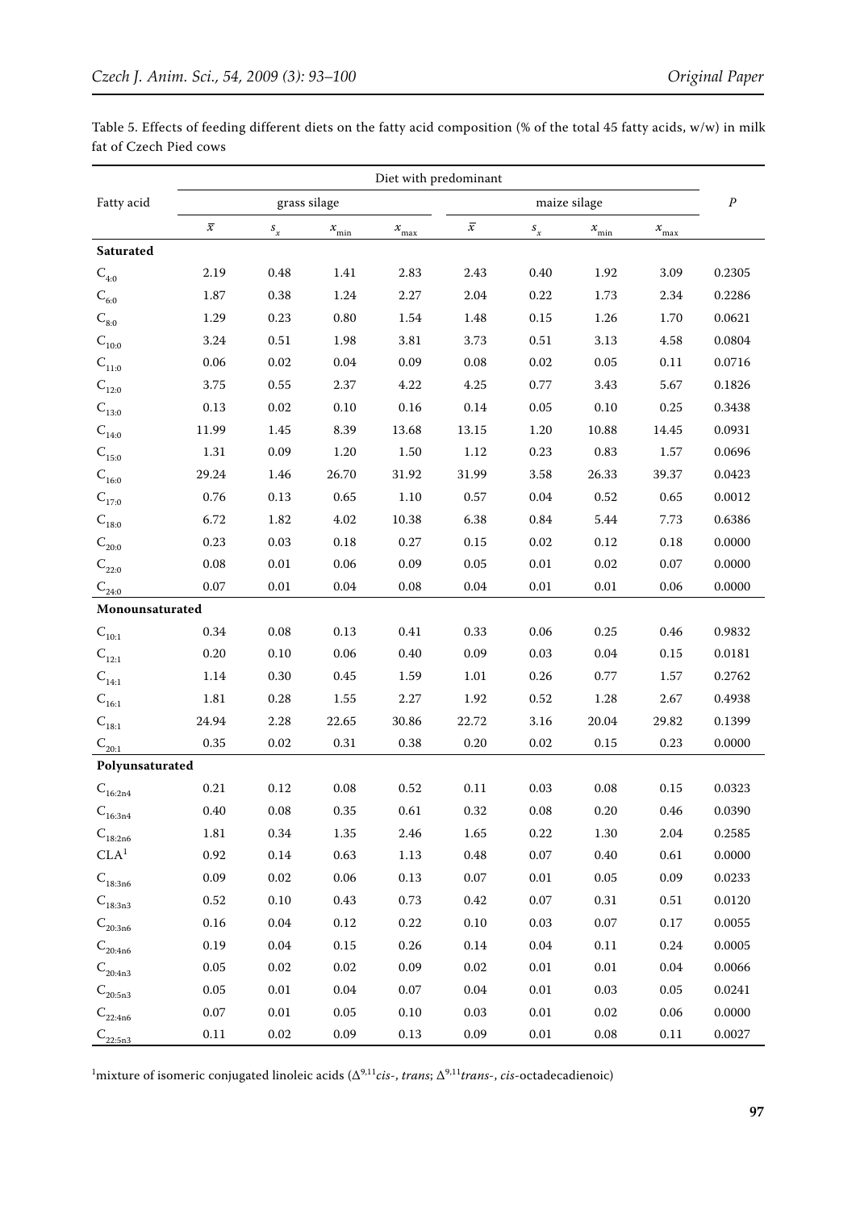Table 5. Effects of feeding different diets on the fatty acid composition (% of the total 45 fatty acids, w/w) in milk fat of Czech Pied cows

| Fatty acid | Diet with predominant | | | | | | | | $P$ |
|---|---|---|---|---|---|---|---|---|---|
| | grass silage | | | | maize silage | | | | |
| | $\bar{x}$ | $s_x$ | $x_{min}$ | $x_{max}$ | $\bar{x}$ | $s_x$ | $x_{min}$ | $x_{max}$ | |
| **Saturated** | | | | | | | | | |
| $C_{4:0}$ | 2.19 | 0.48 | 1.41 | 2.83 | 2.43 | 0.40 | 1.92 | 3.09 | 0.2305 |
| $C_{6:0}$ | 1.87 | 0.38 | 1.24 | 2.27 | 2.04 | 0.22 | 1.73 | 2.34 | 0.2286 |
| $C_{8:0}$ | 1.29 | 0.23 | 0.80 | 1.54 | 1.48 | 0.15 | 1.26 | 1.70 | 0.0621 |
| $C_{10:0}$ | 3.24 | 0.51 | 1.98 | 3.81 | 3.73 | 0.51 | 3.13 | 4.58 | 0.0804 |
| $C_{11:0}$ | 0.06 | 0.02 | 0.04 | 0.09 | 0.08 | 0.02 | 0.05 | 0.11 | 0.0716 |
| $C_{12:0}$ | 3.75 | 0.55 | 2.37 | 4.22 | 4.25 | 0.77 | 3.43 | 5.67 | 0.1826 |
| $C_{13:0}$ | 0.13 | 0.02 | 0.10 | 0.16 | 0.14 | 0.05 | 0.10 | 0.25 | 0.3438 |
| $C_{14:0}$ | 11.99 | 1.45 | 8.39 | 13.68 | 13.15 | 1.20 | 10.88 | 14.45 | 0.0931 |
| $C_{15:0}$ | 1.31 | 0.09 | 1.20 | 1.50 | 1.12 | 0.23 | 0.83 | 1.57 | 0.0696 |
| $C_{16:0}$ | 29.24 | 1.46 | 26.70 | 31.92 | 31.99 | 3.58 | 26.33 | 39.37 | 0.0423 |
| $C_{17:0}$ | 0.76 | 0.13 | 0.65 | 1.10 | 0.57 | 0.04 | 0.52 | 0.65 | 0.0012 |
| $C_{18:0}$ | 6.72 | 1.82 | 4.02 | 10.38 | 6.38 | 0.84 | 5.44 | 7.73 | 0.6386 |
| $C_{20:0}$ | 0.23 | 0.03 | 0.18 | 0.27 | 0.15 | 0.02 | 0.12 | 0.18 | 0.0000 |
| $C_{22:0}$ | 0.08 | 0.01 | 0.06 | 0.09 | 0.05 | 0.01 | 0.02 | 0.07 | 0.0000 |
| $C_{24:0}$ | 0.07 | 0.01 | 0.04 | 0.08 | 0.04 | 0.01 | 0.01 | 0.06 | 0.0000 |
| **Monounsaturated** | | | | | | | | | |
| $C_{10:1}$ | 0.34 | 0.08 | 0.13 | 0.41 | 0.33 | 0.06 | 0.25 | 0.46 | 0.9832 |
| $C_{12:1}$ | 0.20 | 0.10 | 0.06 | 0.40 | 0.09 | 0.03 | 0.04 | 0.15 | 0.0181 |
| $C_{14:1}$ | 1.14 | 0.30 | 0.45 | 1.59 | 1.01 | 0.26 | 0.77 | 1.57 | 0.2762 |
| $C_{16:1}$ | 1.81 | 0.28 | 1.55 | 2.27 | 1.92 | 0.52 | 1.28 | 2.67 | 0.4938 |
| $C_{18:1}$ | 24.94 | 2.28 | 22.65 | 30.86 | 22.72 | 3.16 | 20.04 | 29.82 | 0.1399 |
| $C_{20:1}$ | 0.35 | 0.02 | 0.31 | 0.38 | 0.20 | 0.02 | 0.15 | 0.23 | 0.0000 |
| **Polyunsaturated** | | | | | | | | | |
| $C_{16:2n4}$ | 0.21 | 0.12 | 0.08 | 0.52 | 0.11 | 0.03 | 0.08 | 0.15 | 0.0323 |
| $C_{16:3n4}$ | 0.40 | 0.08 | 0.35 | 0.61 | 0.32 | 0.08 | 0.20 | 0.46 | 0.0390 |
| $C_{18:2n6}$ | 1.81 | 0.34 | 1.35 | 2.46 | 1.65 | 0.22 | 1.30 | 2.04 | 0.2585 |
| CLA[1] | 0.92 | 0.14 | 0.63 | 1.13 | 0.48 | 0.07 | 0.40 | 0.61 | 0.0000 |
| $C_{18:3n6}$ | 0.09 | 0.02 | 0.06 | 0.13 | 0.07 | 0.01 | 0.05 | 0.09 | 0.0233 |
| $C_{18:3n3}$ | 0.52 | 0.10 | 0.43 | 0.73 | 0.42 | 0.07 | 0.31 | 0.51 | 0.0120 |
| $C_{20:3n6}$ | 0.16 | 0.04 | 0.12 | 0.22 | 0.10 | 0.03 | 0.07 | 0.17 | 0.0055 |
| $C_{20:4n6}$ | 0.19 | 0.04 | 0.15 | 0.26 | 0.14 | 0.04 | 0.11 | 0.24 | 0.0005 |
| $C_{20:4n3}$ | 0.05 | 0.02 | 0.02 | 0.09 | 0.02 | 0.01 | 0.01 | 0.04 | 0.0066 |
| $C_{20:5n3}$ | 0.05 | 0.01 | 0.04 | 0.07 | 0.04 | 0.01 | 0.03 | 0.05 | 0.0241 |
| $C_{22:4n6}$ | 0.07 | 0.01 | 0.05 | 0.10 | 0.03 | 0.01 | 0.02 | 0.06 | 0.0000 |
| $C_{22:5n3}$ | 0.11 | 0.02 | 0.09 | 0.13 | 0.09 | 0.01 | 0.08 | 0.11 | 0.0027 |

[1]mixture of isomeric conjugated linoleic acids ($\Delta^{9,11}$*cis-, trans*; $\Delta^{9,11}$*trans-, cis*-octadecadienoic)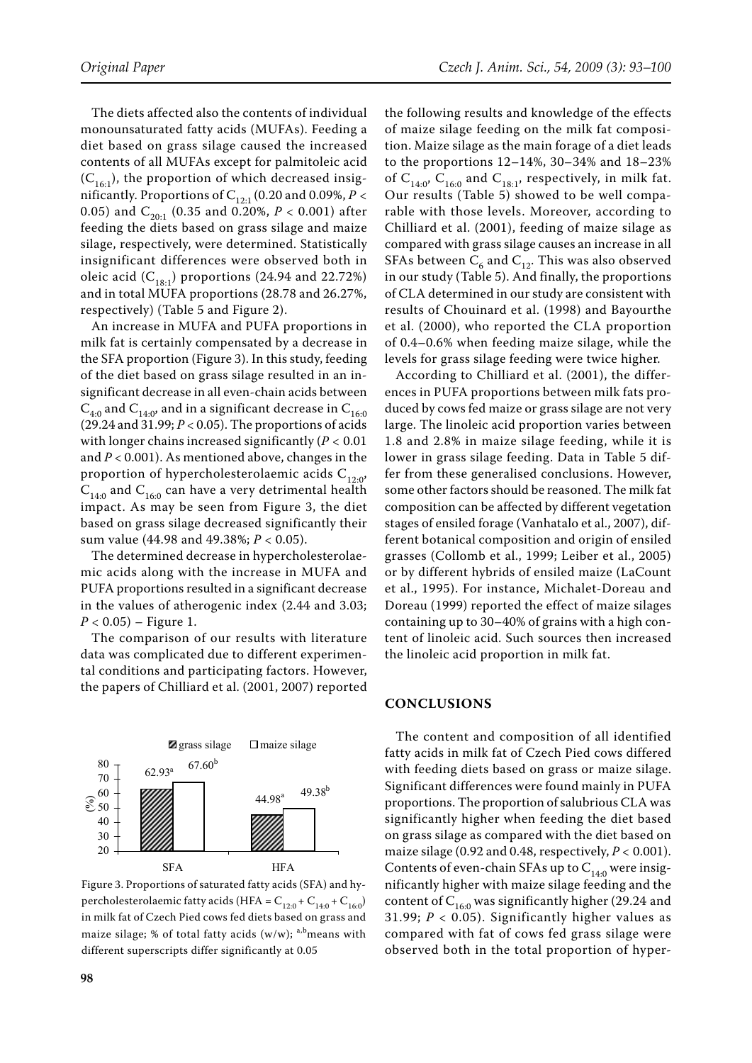The diets affected also the contents of individual monounsaturated fatty acids (MUFAs). Feeding a diet based on grass silage caused the increased contents of all MUFAs except for palmitoleic acid ($C_{16:1}$), the proportion of which decreased insignificantly. Proportions of $C_{12:1}$ (0.20 and 0.09%, $P < 0.05$) and $C_{20:1}$ (0.35 and 0.20%, $P < 0.001$) after feeding the diets based on grass silage and maize silage, respectively, were determined. Statistically insignificant differences were observed both in oleic acid ($C_{18:1}$) proportions (24.94 and 22.72%) and in total MUFA proportions (28.78 and 26.27%, respectively) (Table 5 and Figure 2).

An increase in MUFA and PUFA proportions in milk fat is certainly compensated by a decrease in the SFA proportion (Figure 3). In this study, feeding of the diet based on grass silage resulted in an insignificant decrease in all even-chain acids between $C_{4:0}$ and $C_{14:0}$, and in a significant decrease in $C_{16:0}$ (29.24 and 31.99; $P < 0.05$). The proportions of acids with longer chains increased significantly ($P < 0.01$ and $P < 0.001$). As mentioned above, changes in the proportion of hypercholesterolaemic acids $C_{12:0}$, $C_{14:0}$ and $C_{16:0}$ can have a very detrimental health impact. As may be seen from Figure 3, the diet based on grass silage decreased significantly their sum value (44.98 and 49.38%; $P < 0.05$).

The determined decrease in hypercholesterolaemic acids along with the increase in MUFA and PUFA proportions resulted in a significant decrease in the values of atherogenic index (2.44 and 3.03; $P < 0.05$) – Figure 1.

The comparison of our results with literature data was complicated due to different experimental conditions and participating factors. However, the papers of Chilliard et al. (2001, 2007) reported the following results and knowledge of the effects of maize silage feeding on the milk fat composition. Maize silage as the main forage of a diet leads to the proportions 12–14%, 30–34% and 18–23% of $C_{14:0}$, $C_{16:0}$ and $C_{18:1}$, respectively, in milk fat. Our results (Table 5) showed to be well comparable with those levels. Moreover, according to Chilliard et al. (2001), feeding of maize silage as compared with grass silage causes an increase in all SFAs between $C_6$ and $C_{12}$. This was also observed in our study (Table 5). And finally, the proportions of CLA determined in our study are consistent with results of Chouinard et al. (1998) and Bayourthe et al. (2000), who reported the CLA proportion of 0.4–0.6% when feeding maize silage, while the levels for grass silage feeding were twice higher.

According to Chilliard et al. (2001), the differences in PUFA proportions between milk fats produced by cows fed maize or grass silage are not very large. The linoleic acid proportion varies between 1.8 and 2.8% in maize silage feeding, while it is lower in grass silage feeding. Data in Table 5 differ from these generalised conclusions. However, some other factors should be reasoned. The milk fat composition can be affected by different vegetation stages of ensiled forage (Vanhatalo et al., 2007), different botanical composition and origin of ensiled grasses (Collomb et al., 1999; Leiber et al., 2005) or by different hybrids of ensiled maize (LaCount et al., 1995). For instance, Michalet-Doreau and Doreau (1999) reported the effect of maize silages containing up to 30–40% of grains with a high content of linoleic acid. Such sources then increased the linoleic acid proportion in milk fat.

| | grass silage | maize silage |
|---|---|---|
| SFA (%) | 62.93[a] | 67.60[b] |
| HFA (%) | 44.98[a] | 49.38[b] |

Figure 3. Proportions of saturated fatty acids (SFA) and hypercholesterolaemic fatty acids (HFA = $C_{12:0} + C_{14:0} + C_{16:0}$) in milk fat of Czech Pied cows fed diets based on grass and maize silage; % of total fatty acids (w/w); [a,b]means with different superscripts differ significantly at 0.05

## CONCLUSIONS

The content and composition of all identified fatty acids in milk fat of Czech Pied cows differed with feeding diets based on grass or maize silage. Significant differences were found mainly in PUFA proportions. The proportion of salubrious CLA was significantly higher when feeding the diet based on grass silage as compared with the diet based on maize silage (0.92 and 0.48, respectively, $P < 0.001$). Contents of even-chain SFAs up to $C_{14:0}$ were insignificantly higher with maize silage feeding and the content of $C_{16:0}$ was significantly higher (29.24 and 31.99; $P < 0.05$). Significantly higher values as compared with fat of cows fed grass silage were observed both in the total proportion of hyper-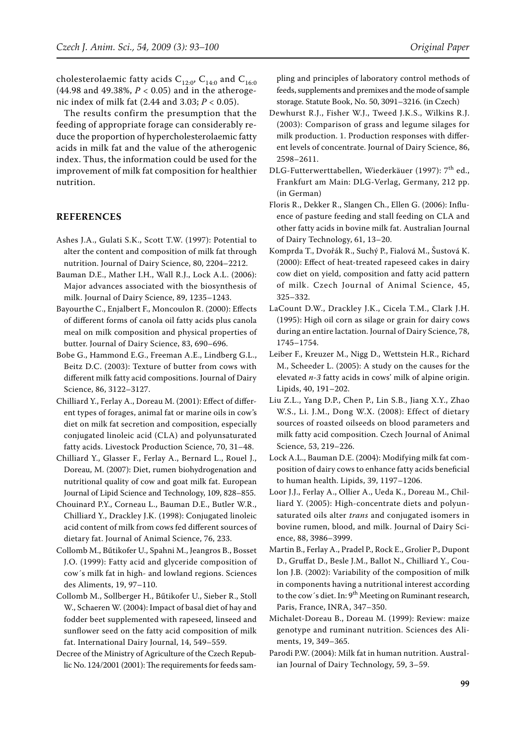cholesterolaemic fatty acids $C_{12:0}$, $C_{14:0}$ and $C_{16:0}$ (44.98 and 49.38%, $P < 0.05$) and in the atherogenic index of milk fat (2.44 and 3.03; $P < 0.05$).

The results confirm the presumption that the feeding of appropriate forage can considerably reduce the proportion of hypercholesterolaemic fatty acids in milk fat and the value of the atherogenic index. Thus, the information could be used for the improvement of milk fat composition for healthier nutrition.

## REFERENCES

Ashes J.A., Gulati S.K., Scott T.W. (1997): Potential to alter the content and composition of milk fat through nutrition. Journal of Dairy Science, 80, 2204–2212.

Bauman D.E., Mather I.H., Wall R.J., Lock A.L. (2006): Major advances associated with the biosynthesis of milk. Journal of Dairy Science, 89, 1235–1243.

Bayourthe C., Enjalbert F., Moncoulon R. (2000): Effects of different forms of canola oil fatty acids plus canola meal on milk composition and physical properties of butter. Journal of Dairy Science, 83, 690–696.

Bobe G., Hammond E.G., Freeman A.E., Lindberg G.L., Beitz D.C. (2003): Texture of butter from cows with different milk fatty acid compositions. Journal of Dairy Science, 86, 3122–3127.

Chilliard Y., Ferlay A., Doreau M. (2001): Effect of different types of forages, animal fat or marine oils in cow's diet on milk fat secretion and composition, especially conjugated linoleic acid (CLA) and polyunsaturated fatty acids. Livestock Production Science, 70, 31–48.

Chilliard Y., Glasser F., Ferlay A., Bernard L., Rouel J., Doreau, M. (2007): Diet, rumen biohydrogenation and nutritional quality of cow and goat milk fat. European Journal of Lipid Science and Technology, 109, 828–855.

Chouinard P.Y., Corneau L., Bauman D.E., Butler W.R., Chilliard Y., Drackley J.K. (1998): Conjugated linoleic acid content of milk from cows fed different sources of dietary fat. Journal of Animal Science, 76, 233.

Collomb M., Bűtikofer U., Spahni M., Jeangros B., Bosset J.O. (1999): Fatty acid and glyceride composition of cow´s milk fat in high- and lowland regions. Sciences des Aliments, 19, 97–110.

Collomb M., Sollberger H., Bűtikofer U., Sieber R., Stoll W., Schaeren W. (2004): Impact of basal diet of hay and fodder beet supplemented with rapeseed, linseed and sunflower seed on the fatty acid composition of milk fat. International Dairy Journal, 14, 549–559.

Decree of the Ministry of Agriculture of the Czech Republic No. 124/2001 (2001): The requirements for feeds sampling and principles of laboratory control methods of feeds, supplements and premixes and the mode of sample storage. Statute Book, No. 50, 3091–3216. (in Czech)

Dewhurst R.J., Fisher W.J., Tweed J.K.S., Wilkins R.J. (2003): Comparison of grass and legume silages for milk production. 1. Production responses with different levels of concentrate. Journal of Dairy Science, 86, 2598–2611.

DLG-Futterwerttabellen, Wiederkäuer (1997): 7th ed., Frankfurt am Main: DLG-Verlag, Germany, 212 pp. (in German)

Floris R., Dekker R., Slangen Ch., Ellen G. (2006): Influence of pasture feeding and stall feeding on CLA and other fatty acids in bovine milk fat. Australian Journal of Dairy Technology, 61, 13–20.

Komprda T., Dvořák R., Suchý P., Fialová M., Šustová K. (2000): Effect of heat-treated rapeseed cakes in dairy cow diet on yield, composition and fatty acid pattern of milk. Czech Journal of Animal Science, 45, 325–332.

LaCount D.W., Drackley J.K., Cicela T.M., Clark J.H. (1995): High oil corn as silage or grain for dairy cows during an entire lactation. Journal of Dairy Science, 78, 1745–1754.

Leiber F., Kreuzer M., Nigg D., Wettstein H.R., Richard M., Scheeder L. (2005): A study on the causes for the elevated *n-3* fatty acids in cows' milk of alpine origin. Lipids, 40, 191–202.

Liu Z.L., Yang D.P., Chen P., Lin S.B., Jiang X.Y., Zhao W.S., Li. J.M., Dong W.X. (2008): Effect of dietary sources of roasted oilseeds on blood parameters and milk fatty acid composition. Czech Journal of Animal Science, 53, 219–226.

Lock A.L., Bauman D.E. (2004): Modifying milk fat composition of dairy cows to enhance fatty acids beneficial to human health. Lipids, 39, 1197–1206.

Loor J.J., Ferlay A., Ollier A., Ueda K., Doreau M., Chilliard Y. (2005): High-concentrate diets and polyunsaturated oils alter *trans* and conjugated isomers in bovine rumen, blood, and milk. Journal of Dairy Science, 88, 3986–3999.

Martin B., Ferlay A., Pradel P., Rock E., Grolier P., Dupont D., Gruffat D., Besle J.M., Ballot N., Chilliard Y., Coulon J.B. (2002): Variability of the composition of milk in components having a nutritional interest according to the cow´s diet. In: 9th Meeting on Ruminant research, Paris, France, INRA, 347–350.

Michalet-Doreau B., Doreau M. (1999): Review: maize genotype and ruminant nutrition. Sciences des Aliments, 19, 349–365.

Parodi P.W. (2004): Milk fat in human nutrition. Australian Journal of Dairy Technology, 59, 3–59.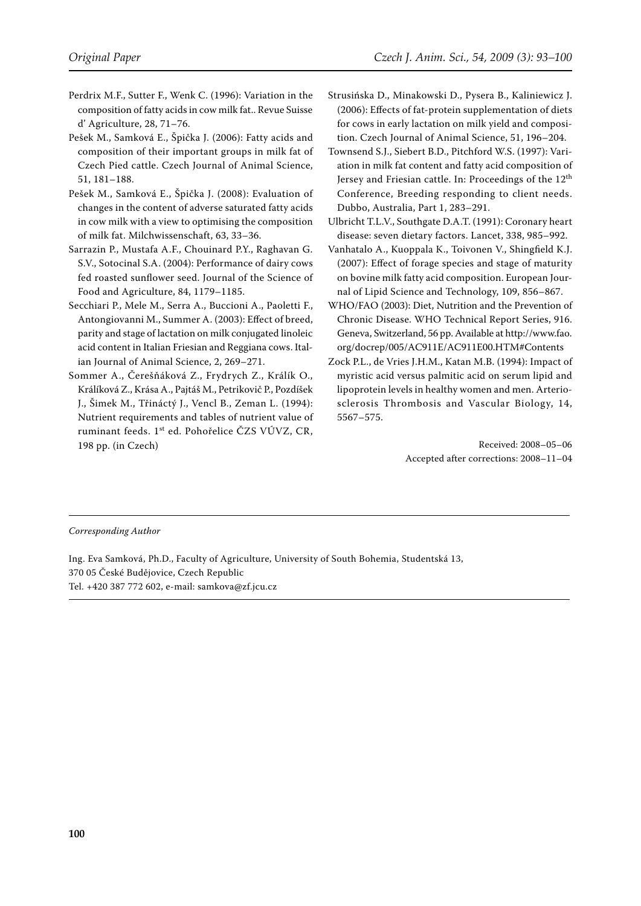Perdrix M.F., Sutter F., Wenk C. (1996): Variation in the composition of fatty acids in cow milk fat.. Revue Suisse d' Agriculture, 28, 71–76.

Pešek M., Samková E., Špička J. (2006): Fatty acids and composition of their important groups in milk fat of Czech Pied cattle. Czech Journal of Animal Science, 51, 181–188.

Pešek M., Samková E., Špička J. (2008): Evaluation of changes in the content of adverse saturated fatty acids in cow milk with a view to optimising the composition of milk fat. Milchwissenschaft, 63, 33–36.

Sarrazin P., Mustafa A.F., Chouinard P.Y., Raghavan G. S.V., Sotocinal S.A. (2004): Performance of dairy cows fed roasted sunflower seed. Journal of the Science of Food and Agriculture, 84, 1179–1185.

Secchiari P., Mele M., Serra A., Buccioni A., Paoletti F., Antongiovanni M., Summer A. (2003): Effect of breed, parity and stage of lactation on milk conjugated linoleic acid content in Italian Friesian and Reggiana cows. Italian Journal of Animal Science, 2, 269–271.

Sommer A., Čerešňáková Z., Frydrych Z., Králík O., Králíková Z., Krása A., Pajtáš M., Petrikovič P., Pozdíšek J., Šimek M., Třináctý J., Vencl B., Zeman L. (1994): Nutrient requirements and tables of nutrient value of ruminant feeds. 1st ed. Pohořelice ČZS VÚVZ, CR, 198 pp. (in Czech)

Strusińska D., Minakowski D., Pysera B., Kaliniewicz J. (2006): Effects of fat-protein supplementation of diets for cows in early lactation on milk yield and composition. Czech Journal of Animal Science, 51, 196–204.

Townsend S.J., Siebert B.D., Pitchford W.S. (1997): Variation in milk fat content and fatty acid composition of Jersey and Friesian cattle. In: Proceedings of the 12th Conference, Breeding responding to client needs. Dubbo, Australia, Part 1, 283–291.

Ulbricht T.L.V., Southgate D.A.T. (1991): Coronary heart disease: seven dietary factors. Lancet, 338, 985–992.

Vanhatalo A., Kuoppala K., Toivonen V., Shingfield K.J. (2007): Effect of forage species and stage of maturity on bovine milk fatty acid composition. European Journal of Lipid Science and Technology, 109, 856–867.

WHO/FAO (2003): Diet, Nutrition and the Prevention of Chronic Disease. WHO Technical Report Series, 916. Geneva, Switzerland, 56 pp. Available at http://www.fao.org/docrep/005/AC911E/AC911E00.HTM#Contents

Zock P.L., de Vries J.H.M., Katan M.B. (1994): Impact of myristic acid versus palmitic acid on serum lipid and lipoprotein levels in healthy women and men. Arteriosclerosis Thrombosis and Vascular Biology, 14, 5567–575.

Received: 2008–05–06
Accepted after corrections: 2008–11–04

*Corresponding Author*

Ing. Eva Samková, Ph.D., Faculty of Agriculture, University of South Bohemia, Studentská 13, 370 05 České Budějovice, Czech Republic
Tel. +420 387 772 602, e-mail: samkova@zf.jcu.cz